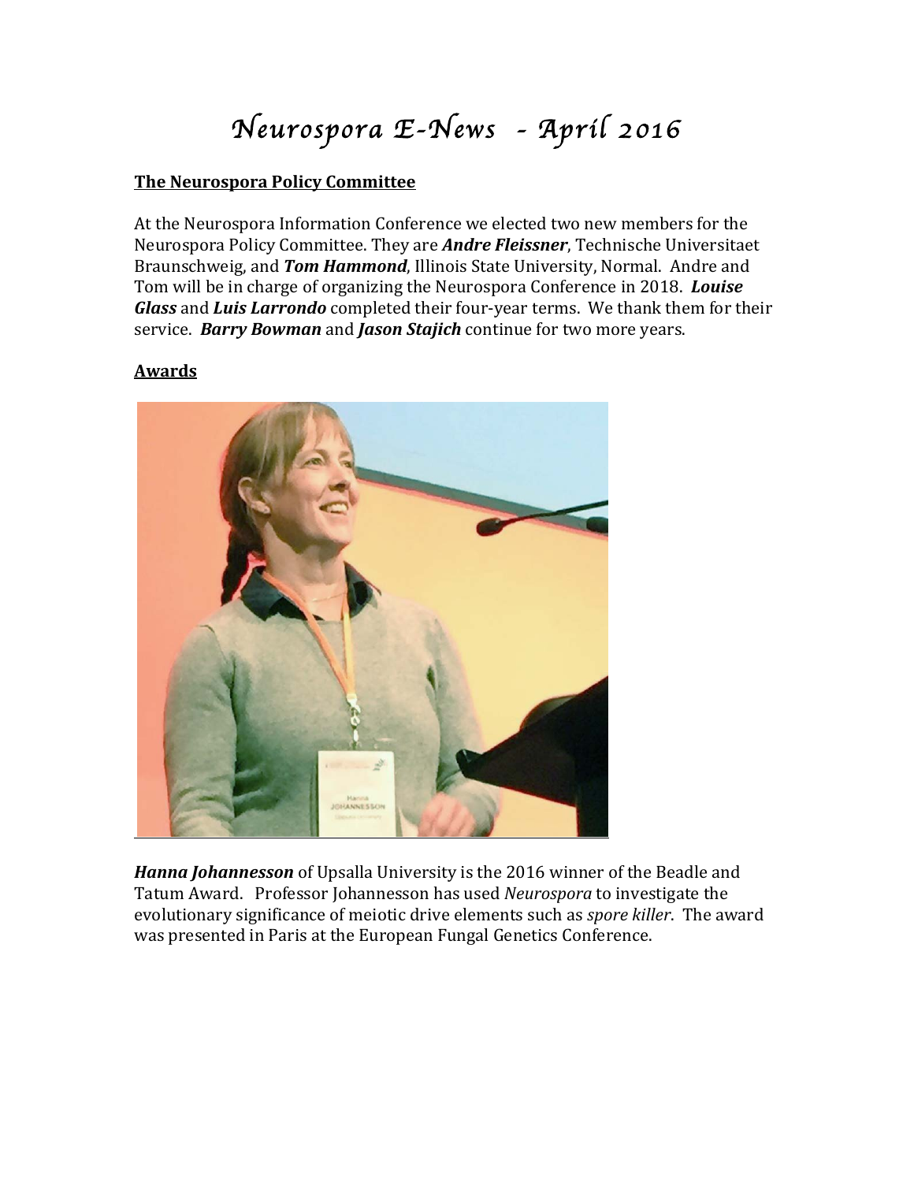# *Neurospora E-News - April 2016*

## The Neurospora Policy Committee

At the Neurospora Information Conference we elected two new members for the Neurospora Policy Committee. They are ***Andre Fleissner***, Technische Universitaet Braunschweig, and ***Tom Hammond***, Illinois State University, Normal. Andre and Tom will be in charge of organizing the Neurospora Conference in 2018. ***Louise Glass*** and ***Luis Larrondo*** completed their four-year terms. We thank them for their service. ***Barry Bowman*** and ***Jason Stajich*** continue for two more years.

## Awards

***Hanna Johannesson*** of Upsalla University is the 2016 winner of the Beadle and Tatum Award. Professor Johannesson has used *Neurospora* to investigate the evolutionary significance of meiotic drive elements such as *spore killer*. The award was presented in Paris at the European Fungal Genetics Conference.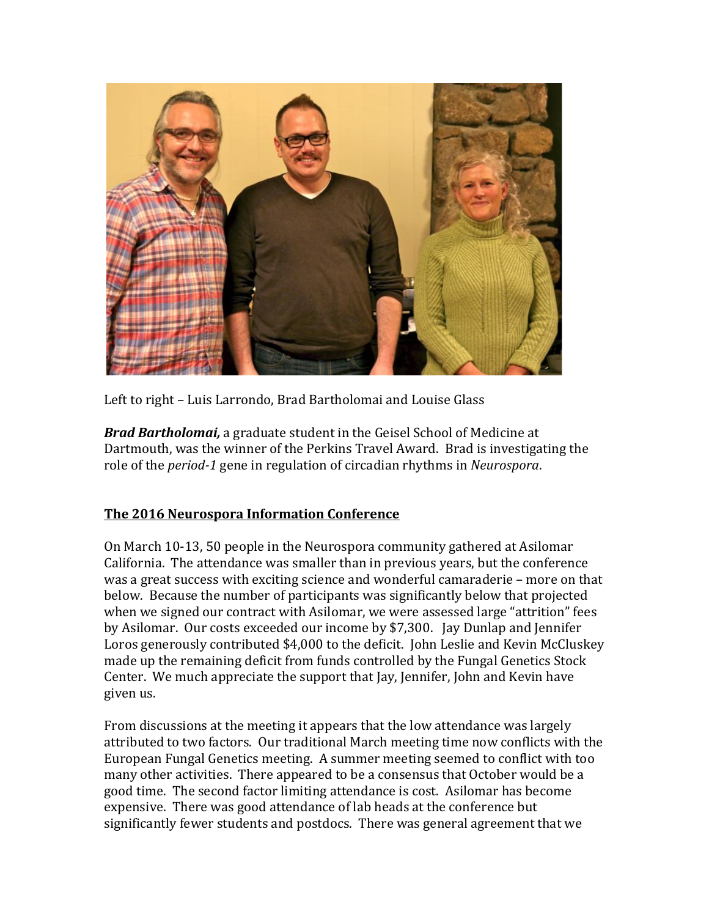Left to right – Luis Larrondo, Brad Bartholomai and Louise Glass

***Brad Bartholomai,*** a graduate student in the Geisel School of Medicine at Dartmouth, was the winner of the Perkins Travel Award. Brad is investigating the role of the *period-1* gene in regulation of circadian rhythms in *Neurospora*.

## The 2016 Neurospora Information Conference

On March 10-13, 50 people in the Neurospora community gathered at Asilomar California. The attendance was smaller than in previous years, but the conference was a great success with exciting science and wonderful camaraderie – more on that below. Because the number of participants was significantly below that projected when we signed our contract with Asilomar, we were assessed large "attrition" fees by Asilomar. Our costs exceeded our income by $7,300. Jay Dunlap and Jennifer Loros generously contributed $4,000 to the deficit. John Leslie and Kevin McCluskey made up the remaining deficit from funds controlled by the Fungal Genetics Stock Center. We much appreciate the support that Jay, Jennifer, John and Kevin have given us.

From discussions at the meeting it appears that the low attendance was largely attributed to two factors. Our traditional March meeting time now conflicts with the European Fungal Genetics meeting. A summer meeting seemed to conflict with too many other activities. There appeared to be a consensus that October would be a good time. The second factor limiting attendance is cost. Asilomar has become expensive. There was good attendance of lab heads at the conference but significantly fewer students and postdocs. There was general agreement that we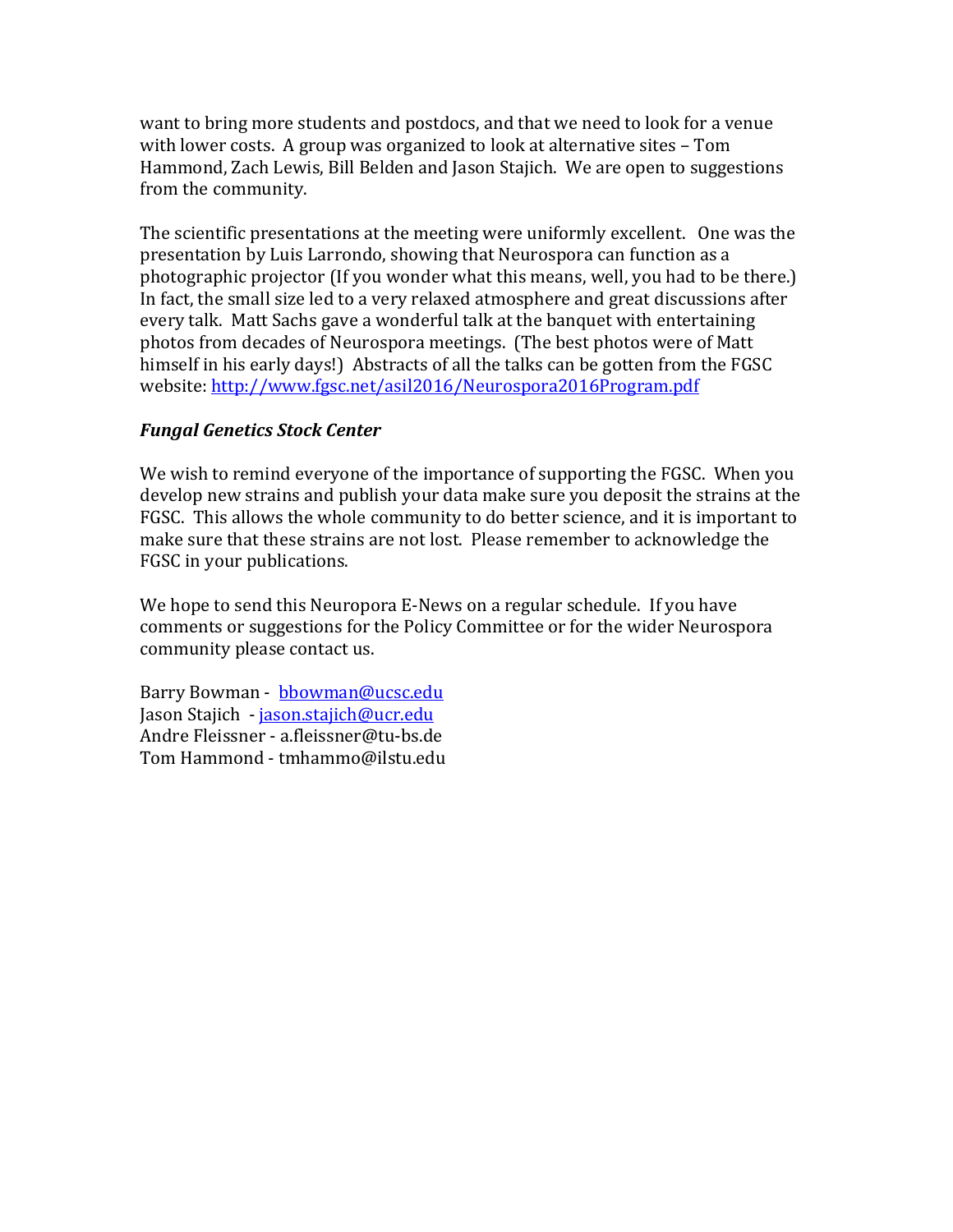want to bring more students and postdocs, and that we need to look for a venue with lower costs. A group was organized to look at alternative sites – Tom Hammond, Zach Lewis, Bill Belden and Jason Stajich. We are open to suggestions from the community.

The scientific presentations at the meeting were uniformly excellent. One was the presentation by Luis Larrondo, showing that Neurospora can function as a photographic projector (If you wonder what this means, well, you had to be there.) In fact, the small size led to a very relaxed atmosphere and great discussions after every talk. Matt Sachs gave a wonderful talk at the banquet with entertaining photos from decades of Neurospora meetings. (The best photos were of Matt himself in his early days!) Abstracts of all the talks can be gotten from the FGSC website: http://www.fgsc.net/asil2016/Neurospora2016Program.pdf

***Fungal Genetics Stock Center***

We wish to remind everyone of the importance of supporting the FGSC. When you develop new strains and publish your data make sure you deposit the strains at the FGSC. This allows the whole community to do better science, and it is important to make sure that these strains are not lost. Please remember to acknowledge the FGSC in your publications.

We hope to send this Neuropora E-News on a regular schedule. If you have comments or suggestions for the Policy Committee or for the wider Neurospora community please contact us.

Barry Bowman - bbowman@ucsc.edu
Jason Stajich - jason.stajich@ucr.edu
Andre Fleissner - a.fleissner@tu-bs.de
Tom Hammond - tmhammo@ilstu.edu